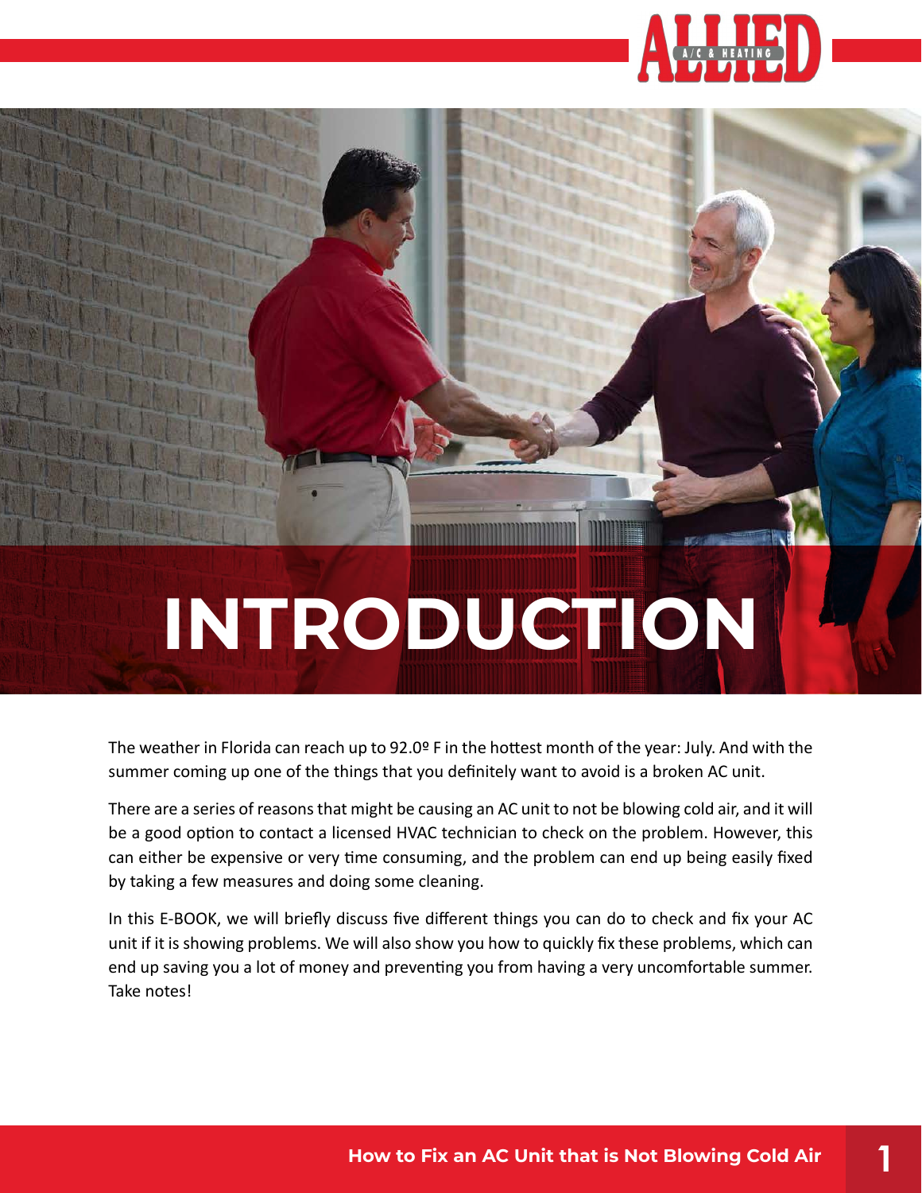# INTRODUCTION

The weather in Florida can reach up to 92.0º F in the hottest month of the year: July. And with the summer coming up one of the things that you definitely want to avoid is a broken AC unit.

There are a series of reasons that might be causing an AC unit to not be blowing cold air, and it will be a good option to contact a licensed HVAC technician to check on the problem. However, this can either be expensive or very time consuming, and the problem can end up being easily fixed by taking a few measures and doing some cleaning.

In this E-BOOK, we will briefly discuss five different things you can do to check and fix your AC unit if it is showing problems. We will also show you how to quickly fix these problems, which can end up saving you a lot of money and preventing you from having a very uncomfortable summer. Take notes!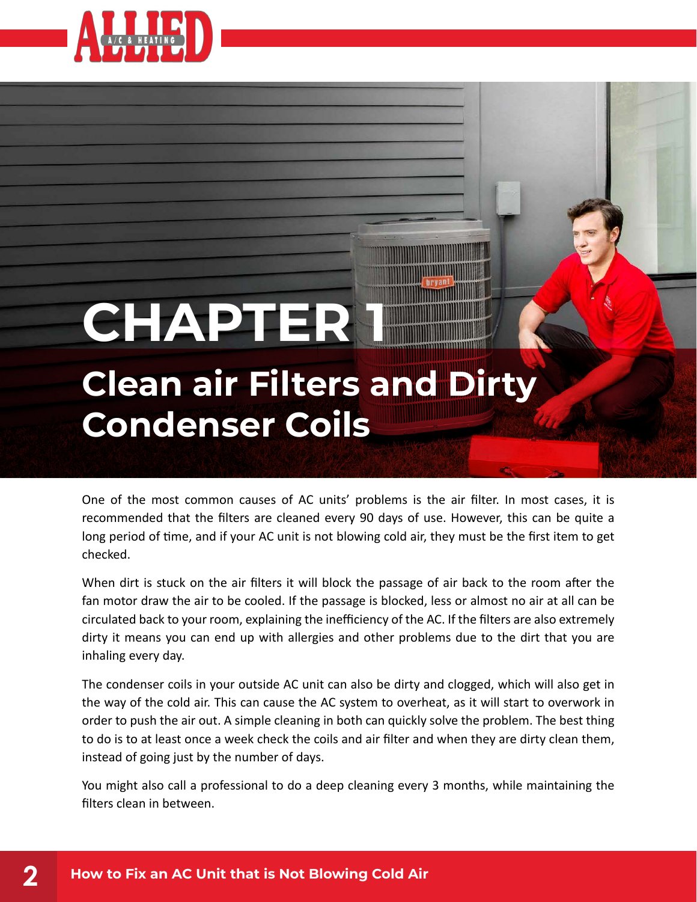# CHAPTER 1

## Clean air Filters and Dirty Condenser Coils

One of the most common causes of AC units' problems is the air filter. In most cases, it is recommended that the filters are cleaned every 90 days of use. However, this can be quite a long period of time, and if your AC unit is not blowing cold air, they must be the first item to get checked.

When dirt is stuck on the air filters it will block the passage of air back to the room after the fan motor draw the air to be cooled. If the passage is blocked, less or almost no air at all can be circulated back to your room, explaining the inefficiency of the AC. If the filters are also extremely dirty it means you can end up with allergies and other problems due to the dirt that you are inhaling every day.

The condenser coils in your outside AC unit can also be dirty and clogged, which will also get in the way of the cold air. This can cause the AC system to overheat, as it will start to overwork in order to push the air out. A simple cleaning in both can quickly solve the problem. The best thing to do is to at least once a week check the coils and air filter and when they are dirty clean them, instead of going just by the number of days.

You might also call a professional to do a deep cleaning every 3 months, while maintaining the filters clean in between.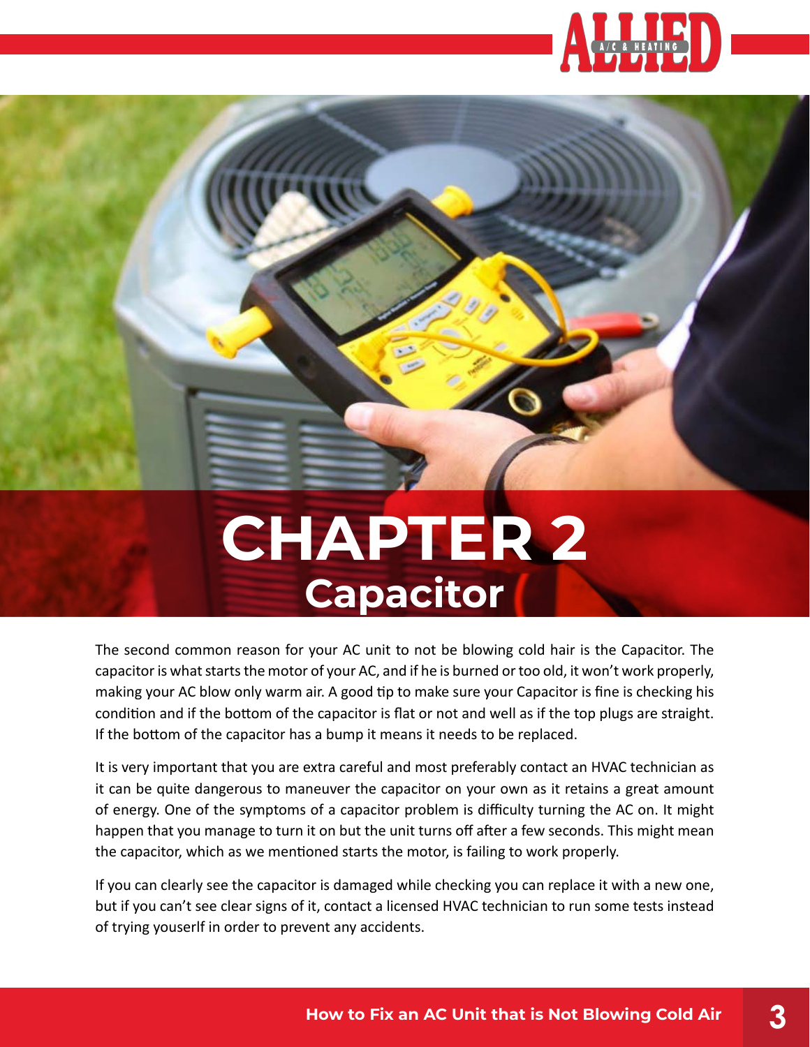# CHAPTER 2
## Capacitor

The second common reason for your AC unit to not be blowing cold hair is the Capacitor. The capacitor is what starts the motor of your AC, and if he is burned or too old, it won't work properly, making your AC blow only warm air. A good tip to make sure your Capacitor is fine is checking his condition and if the bottom of the capacitor is flat or not and well as if the top plugs are straight. If the bottom of the capacitor has a bump it means it needs to be replaced.

It is very important that you are extra careful and most preferably contact an HVAC technician as it can be quite dangerous to maneuver the capacitor on your own as it retains a great amount of energy. One of the symptoms of a capacitor problem is difficulty turning the AC on. It might happen that you manage to turn it on but the unit turns off after a few seconds. This might mean the capacitor, which as we mentioned starts the motor, is failing to work properly.

If you can clearly see the capacitor is damaged while checking you can replace it with a new one, but if you can't see clear signs of it, contact a licensed HVAC technician to run some tests instead of trying youserlf in order to prevent any accidents.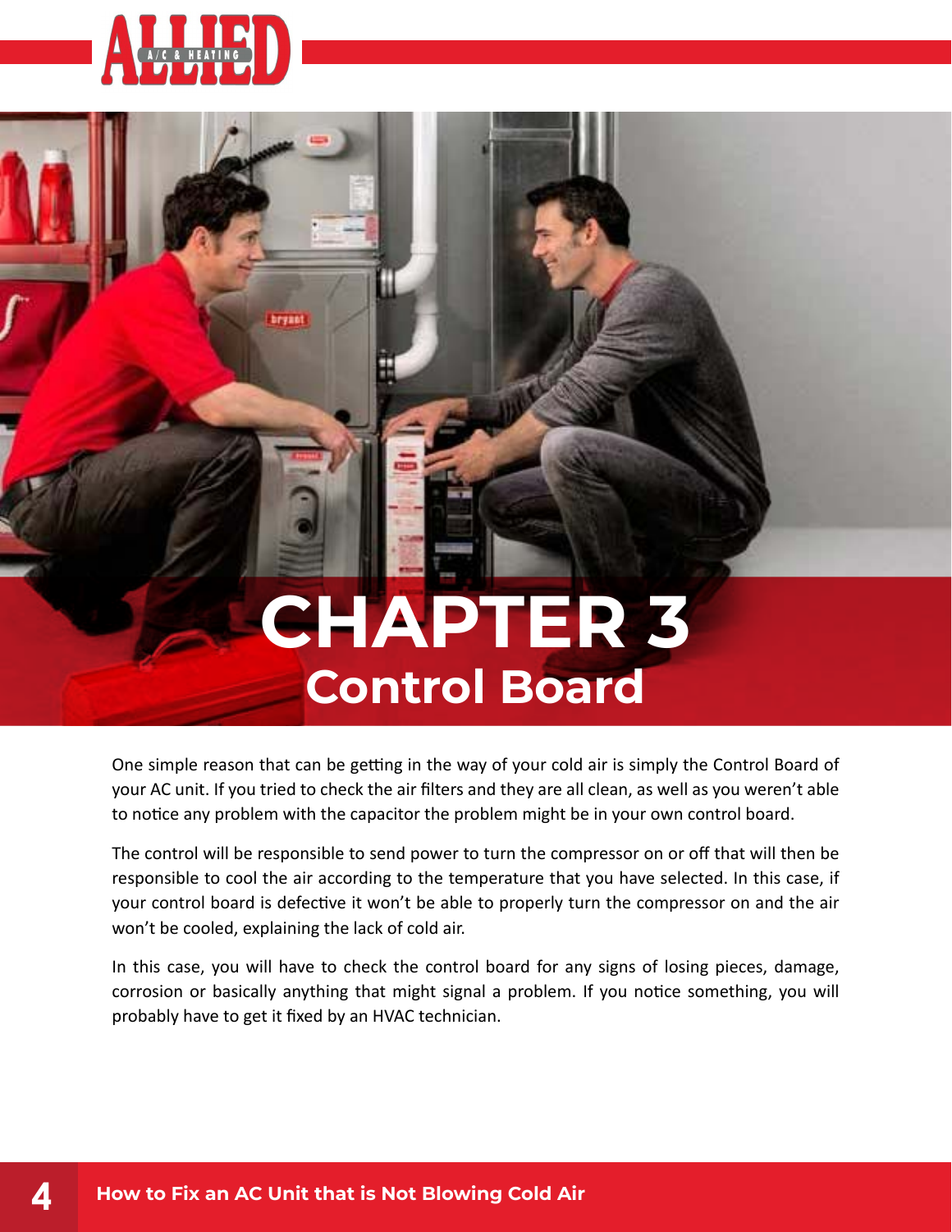# CHAPTER 3

## Control Board

One simple reason that can be getting in the way of your cold air is simply the Control Board of your AC unit. If you tried to check the air filters and they are all clean, as well as you weren't able to notice any problem with the capacitor the problem might be in your own control board.

The control will be responsible to send power to turn the compressor on or off that will then be responsible to cool the air according to the temperature that you have selected. In this case, if your control board is defective it won't be able to properly turn the compressor on and the air won't be cooled, explaining the lack of cold air.

In this case, you will have to check the control board for any signs of losing pieces, damage, corrosion or basically anything that might signal a problem. If you notice something, you will probably have to get it fixed by an HVAC technician.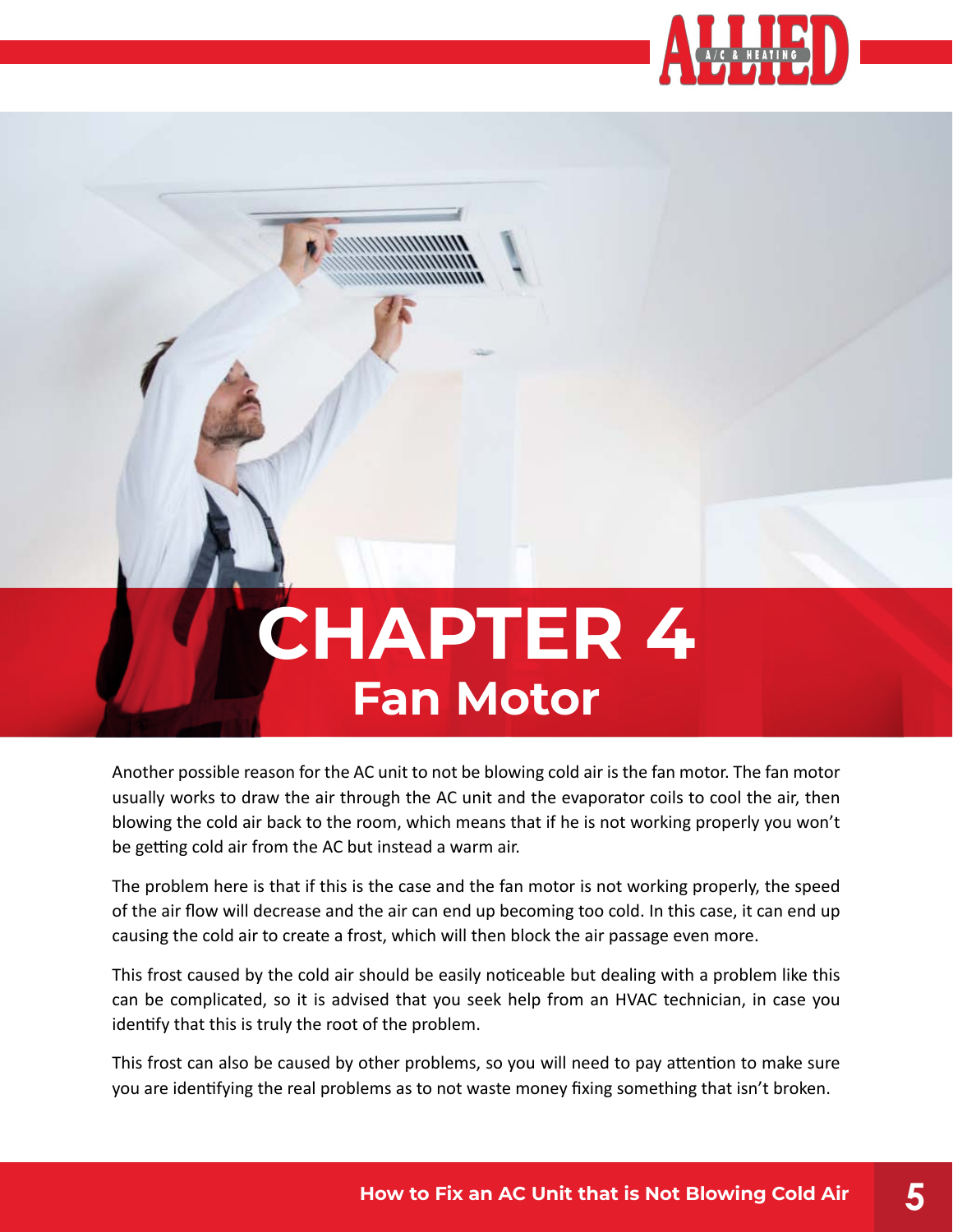# CHAPTER 4

## Fan Motor

Another possible reason for the AC unit to not be blowing cold air is the fan motor. The fan motor usually works to draw the air through the AC unit and the evaporator coils to cool the air, then blowing the cold air back to the room, which means that if he is not working properly you won't be getting cold air from the AC but instead a warm air.

The problem here is that if this is the case and the fan motor is not working properly, the speed of the air flow will decrease and the air can end up becoming too cold. In this case, it can end up causing the cold air to create a frost, which will then block the air passage even more.

This frost caused by the cold air should be easily noticeable but dealing with a problem like this can be complicated, so it is advised that you seek help from an HVAC technician, in case you identify that this is truly the root of the problem.

This frost can also be caused by other problems, so you will need to pay attention to make sure you are identifying the real problems as to not waste money fixing something that isn't broken.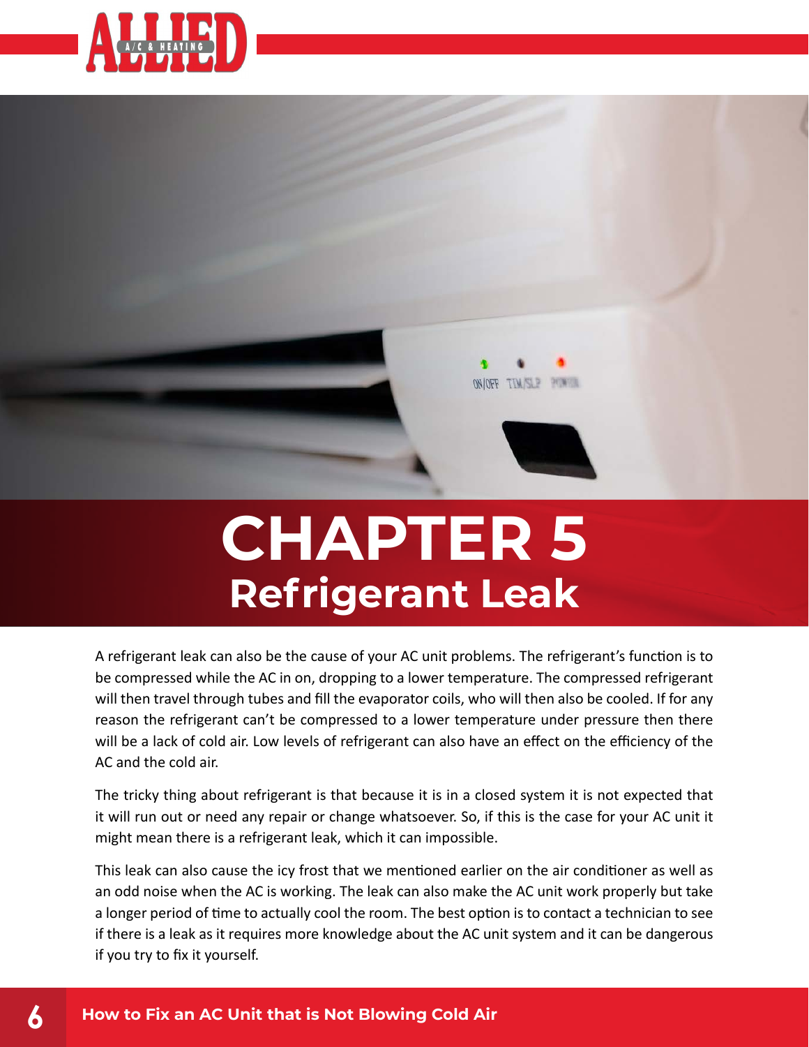# CHAPTER 5

## Refrigerant Leak

A refrigerant leak can also be the cause of your AC unit problems. The refrigerant's function is to be compressed while the AC in on, dropping to a lower temperature. The compressed refrigerant will then travel through tubes and fill the evaporator coils, who will then also be cooled. If for any reason the refrigerant can't be compressed to a lower temperature under pressure then there will be a lack of cold air. Low levels of refrigerant can also have an effect on the efficiency of the AC and the cold air.

The tricky thing about refrigerant is that because it is in a closed system it is not expected that it will run out or need any repair or change whatsoever. So, if this is the case for your AC unit it might mean there is a refrigerant leak, which it can impossible.

This leak can also cause the icy frost that we mentioned earlier on the air conditioner as well as an odd noise when the AC is working. The leak can also make the AC unit work properly but take a longer period of time to actually cool the room. The best option is to contact a technician to see if there is a leak as it requires more knowledge about the AC unit system and it can be dangerous if you try to fix it yourself.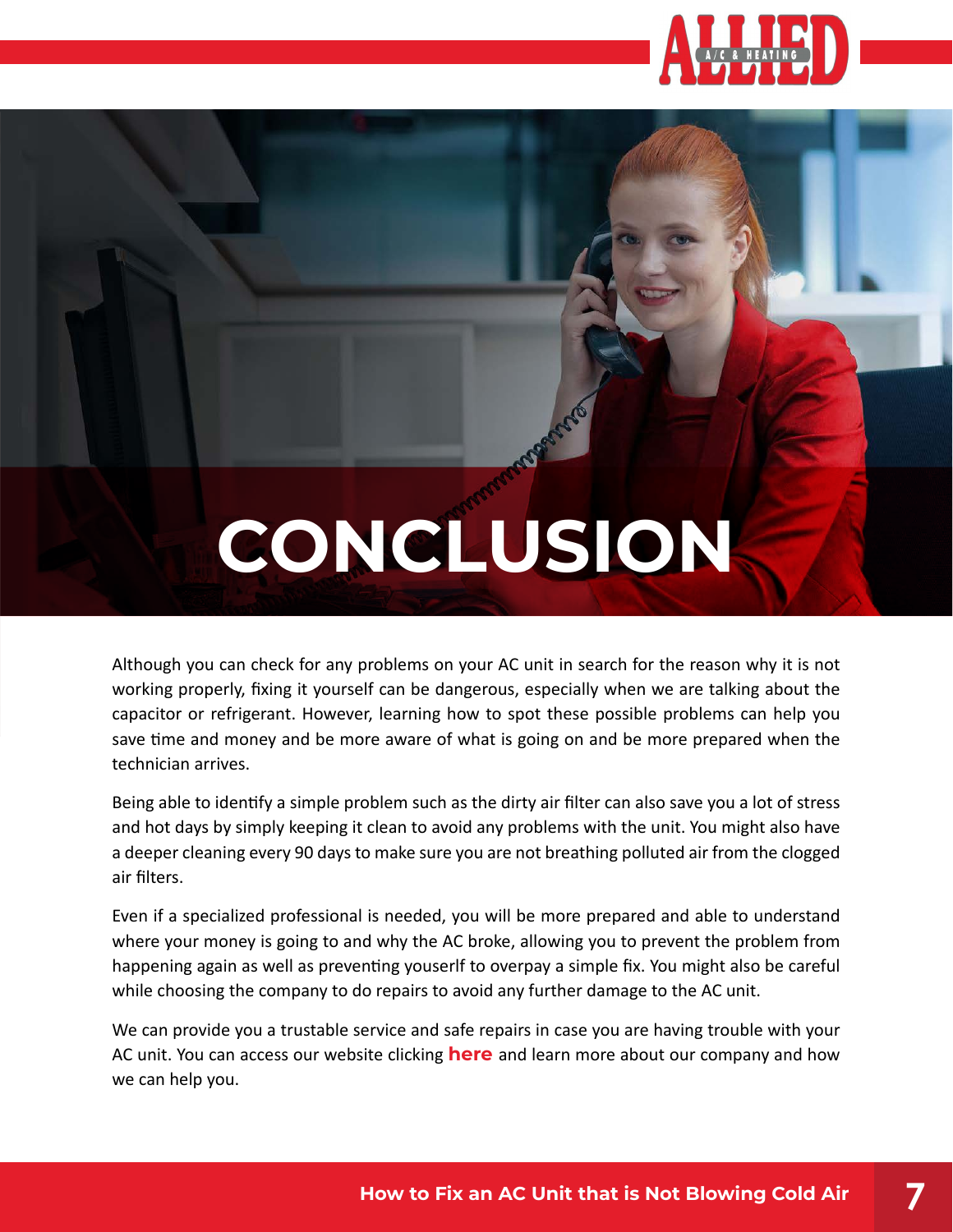# CONCLUSION

Although you can check for any problems on your AC unit in search for the reason why it is not working properly, fixing it yourself can be dangerous, especially when we are talking about the capacitor or refrigerant. However, learning how to spot these possible problems can help you save time and money and be more aware of what is going on and be more prepared when the technician arrives.

Being able to identify a simple problem such as the dirty air filter can also save you a lot of stress and hot days by simply keeping it clean to avoid any problems with the unit. You might also have a deeper cleaning every 90 days to make sure you are not breathing polluted air from the clogged air filters.

Even if a specialized professional is needed, you will be more prepared and able to understand where your money is going to and why the AC broke, allowing you to prevent the problem from happening again as well as preventing youserlf to overpay a simple fix. You might also be careful while choosing the company to do repairs to avoid any further damage to the AC unit.

We can provide you a trustable service and safe repairs in case you are having trouble with your AC unit. You can access our website clicking **here** and learn more about our company and how we can help you.